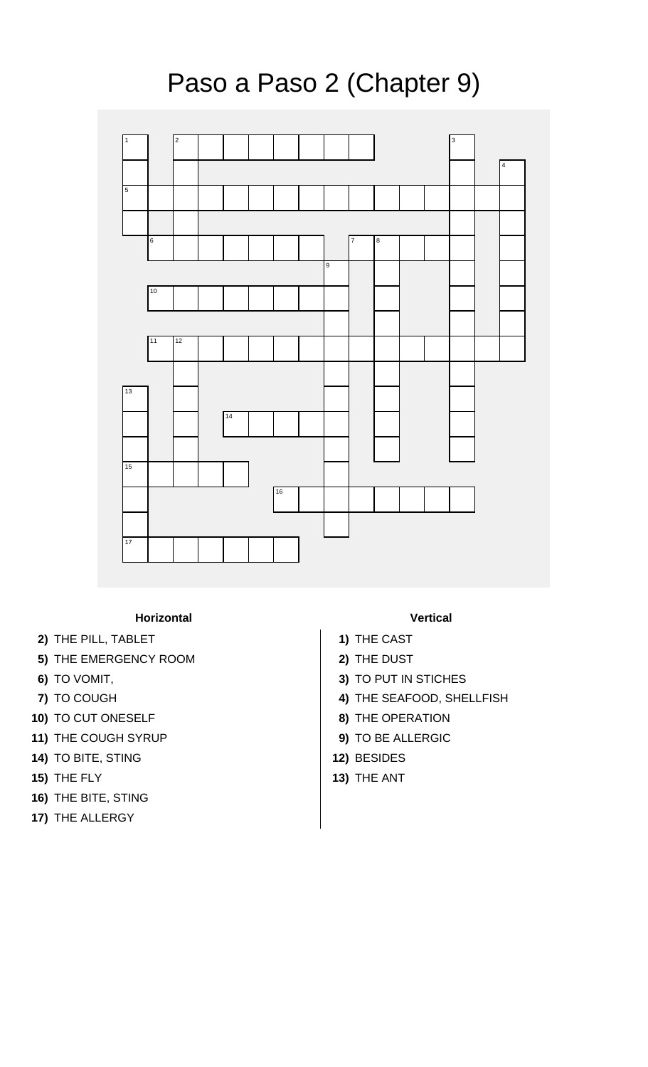# Paso a Paso 2 (Chapter 9)

### Horizontal

**2)** THE PILL, TABLET
**5)** THE EMERGENCY ROOM
**6)** TO VOMIT,
**7)** TO COUGH
**10)** TO CUT ONESELF
**11)** THE COUGH SYRUP
**14)** TO BITE, STING
**15)** THE FLY
**16)** THE BITE, STING
**17)** THE ALLERGY

### Vertical

**1)** THE CAST
**2)** THE DUST
**3)** TO PUT IN STICHES
**4)** THE SEAFOOD, SHELLFISH
**8)** THE OPERATION
**9)** TO BE ALLERGIC
**12)** BESIDES
**13)** THE ANT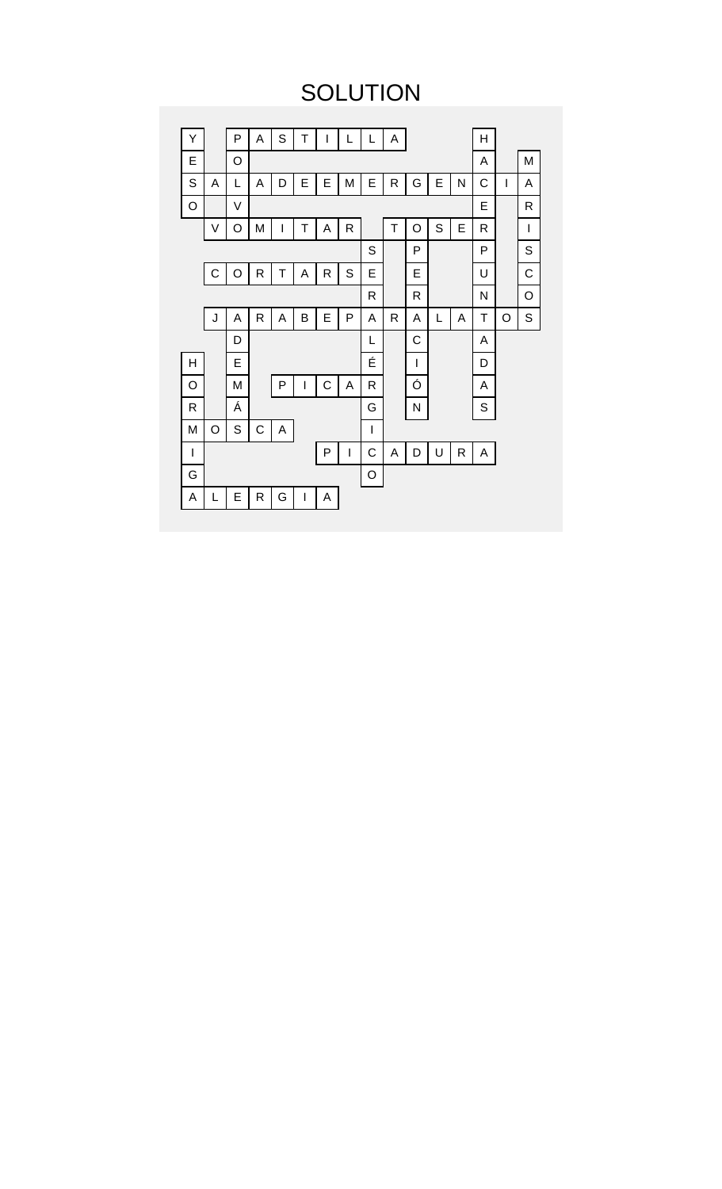# SOLUTION

| | | | | | | | | | | | | | | | |
|---|---|---|---|---|---|---|---|---|---|---|---|---|---|---|---|
| Y | | P | A | S | T | I | L | L | A | | | | H | | |
| E | | O | | | | | | | | | | | A | | M |
| S | A | L | A | D | E | E | M | E | R | G | E | N | C | I | A |
| O | | V | | | | | | | | | | | E | | R |
| | V | O | M | I | T | A | R | | T | O | S | E | R | | I |
| | | | | | | | | S | | P | | | P | | S |
| | C | O | R | T | A | R | S | E | | E | | | U | | C |
| | | | | | | | | R | | R | | | N | | O |
| | J | A | R | A | B | E | P | A | R | A | L | A | T | O | S |
| | | D | | | | | | L | | C | | | A | | |
| H | | E | | | | | | É | | I | | | D | | |
| O | | M | | P | I | C | A | R | | Ó | | | A | | |
| R | | Á | | | | | | G | | N | | | S | | |
| M | O | S | C | A | | | | I | | | | | | | |
| I | | | | | | P | I | C | A | D | U | R | A | | |
| G | | | | | | | | O | | | | | | | |
| A | L | E | R | G | I | A | | | | | | | | | |